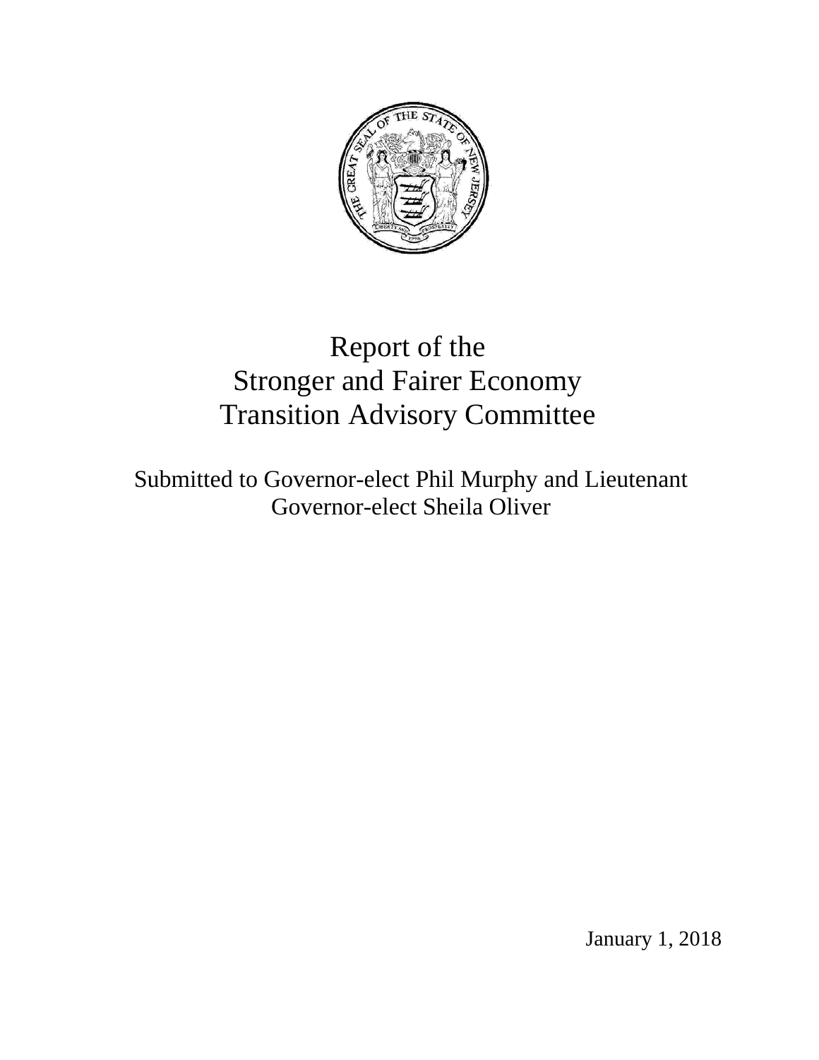# Report of the Stronger and Fairer Economy Transition Advisory Committee

Submitted to Governor-elect Phil Murphy and Lieutenant Governor-elect Sheila Oliver

January 1, 2018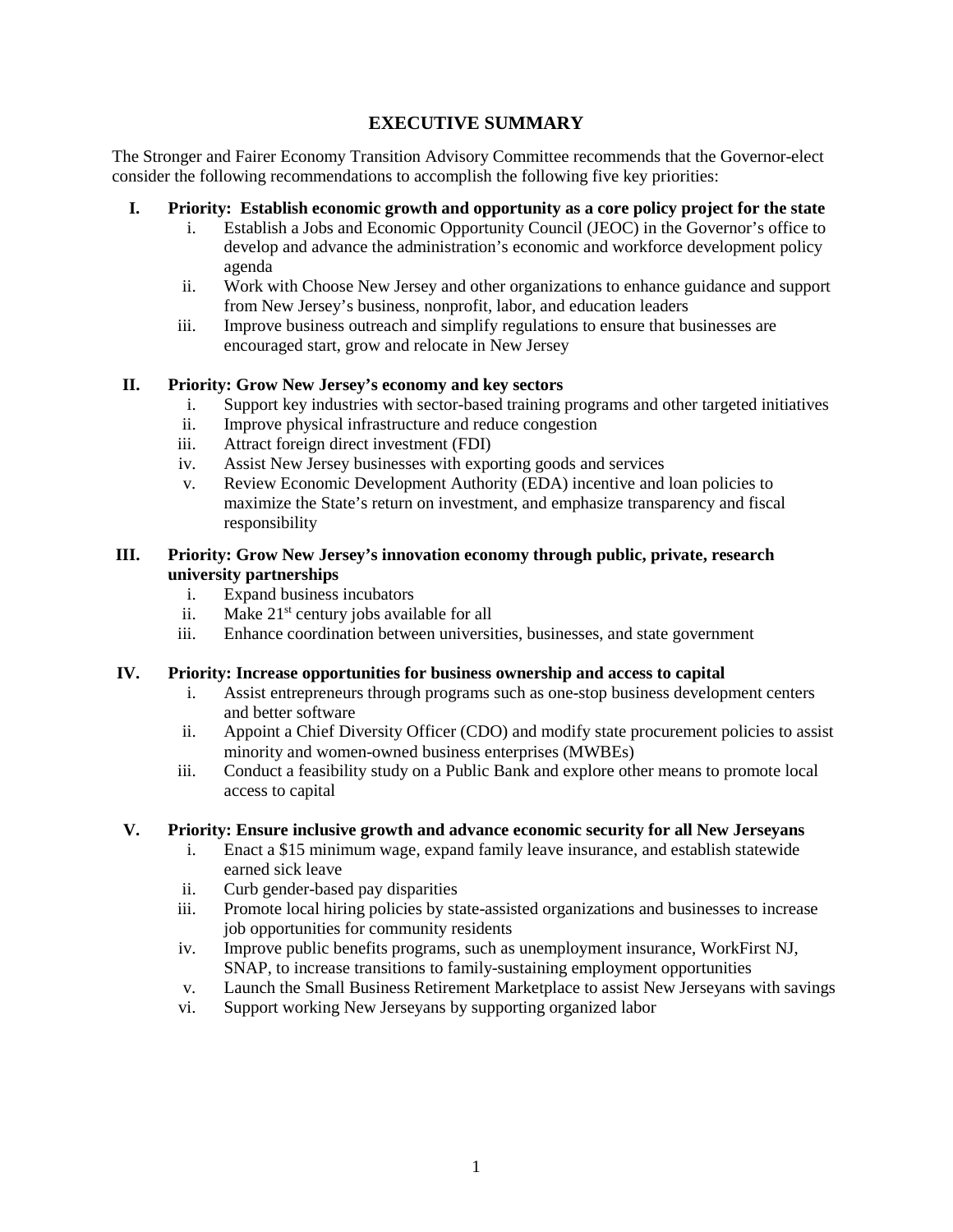# EXECUTIVE SUMMARY

The Stronger and Fairer Economy Transition Advisory Committee recommends that the Governor-elect consider the following recommendations to accomplish the following five key priorities:

**I. Priority: Establish economic growth and opportunity as a core policy project for the state**

- i. Establish a Jobs and Economic Opportunity Council (JEOC) in the Governor's office to develop and advance the administration's economic and workforce development policy agenda
- ii. Work with Choose New Jersey and other organizations to enhance guidance and support from New Jersey's business, nonprofit, labor, and education leaders
- iii. Improve business outreach and simplify regulations to ensure that businesses are encouraged start, grow and relocate in New Jersey

**II. Priority: Grow New Jersey's economy and key sectors**

- i. Support key industries with sector-based training programs and other targeted initiatives
- ii. Improve physical infrastructure and reduce congestion
- iii. Attract foreign direct investment (FDI)
- iv. Assist New Jersey businesses with exporting goods and services
- v. Review Economic Development Authority (EDA) incentive and loan policies to maximize the State's return on investment, and emphasize transparency and fiscal responsibility

**III. Priority: Grow New Jersey's innovation economy through public, private, research university partnerships**

- i. Expand business incubators
- ii. Make 21st century jobs available for all
- iii. Enhance coordination between universities, businesses, and state government

**IV. Priority: Increase opportunities for business ownership and access to capital**

- i. Assist entrepreneurs through programs such as one-stop business development centers and better software
- ii. Appoint a Chief Diversity Officer (CDO) and modify state procurement policies to assist minority and women-owned business enterprises (MWBEs)
- iii. Conduct a feasibility study on a Public Bank and explore other means to promote local access to capital

**V. Priority: Ensure inclusive growth and advance economic security for all New Jerseyans**

- i. Enact a $15 minimum wage, expand family leave insurance, and establish statewide earned sick leave
- ii. Curb gender-based pay disparities
- iii. Promote local hiring policies by state-assisted organizations and businesses to increase job opportunities for community residents
- iv. Improve public benefits programs, such as unemployment insurance, WorkFirst NJ, SNAP, to increase transitions to family-sustaining employment opportunities
- v. Launch the Small Business Retirement Marketplace to assist New Jerseyans with savings
- vi. Support working New Jerseyans by supporting organized labor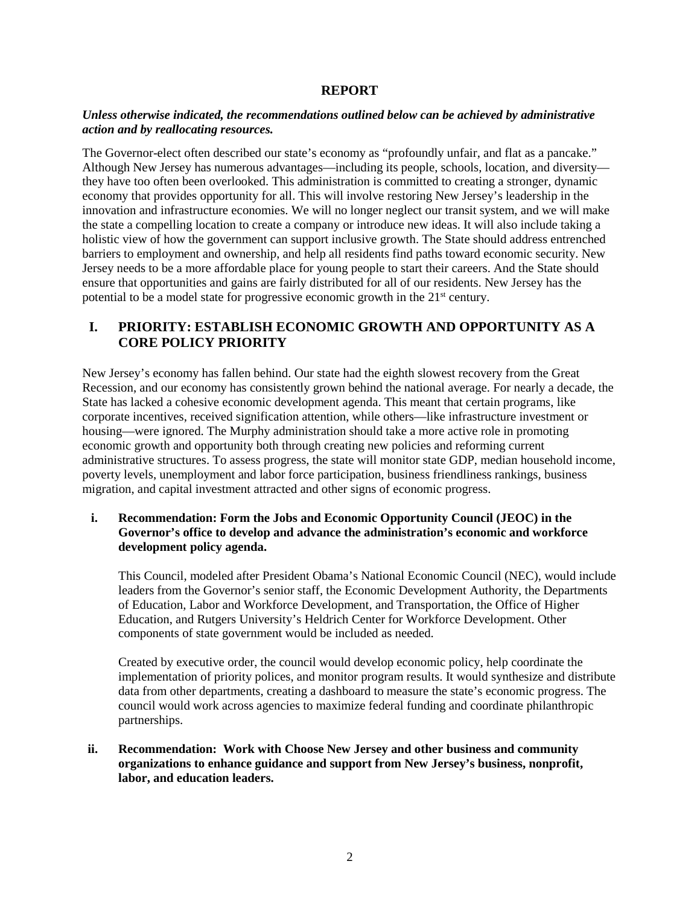# REPORT

***Unless otherwise indicated, the recommendations outlined below can be achieved by administrative action and by reallocating resources.***

The Governor-elect often described our state's economy as "profoundly unfair, and flat as a pancake." Although New Jersey has numerous advantages—including its people, schools, location, and diversity—they have too often been overlooked. This administration is committed to creating a stronger, dynamic economy that provides opportunity for all. This will involve restoring New Jersey's leadership in the innovation and infrastructure economies. We will no longer neglect our transit system, and we will make the state a compelling location to create a company or introduce new ideas. It will also include taking a holistic view of how the government can support inclusive growth. The State should address entrenched barriers to employment and ownership, and help all residents find paths toward economic security. New Jersey needs to be a more affordable place for young people to start their careers. And the State should ensure that opportunities and gains are fairly distributed for all of our residents. New Jersey has the potential to be a model state for progressive economic growth in the 21st century.

## I. PRIORITY: ESTABLISH ECONOMIC GROWTH AND OPPORTUNITY AS A CORE POLICY PRIORITY

New Jersey's economy has fallen behind. Our state had the eighth slowest recovery from the Great Recession, and our economy has consistently grown behind the national average. For nearly a decade, the State has lacked a cohesive economic development agenda. This meant that certain programs, like corporate incentives, received signification attention, while others—like infrastructure investment or housing—were ignored. The Murphy administration should take a more active role in promoting economic growth and opportunity both through creating new policies and reforming current administrative structures. To assess progress, the state will monitor state GDP, median household income, poverty levels, unemployment and labor force participation, business friendliness rankings, business migration, and capital investment attracted and other signs of economic progress.

**i. Recommendation: Form the Jobs and Economic Opportunity Council (JEOC) in the Governor's office to develop and advance the administration's economic and workforce development policy agenda.**

This Council, modeled after President Obama's National Economic Council (NEC), would include leaders from the Governor's senior staff, the Economic Development Authority, the Departments of Education, Labor and Workforce Development, and Transportation, the Office of Higher Education, and Rutgers University's Heldrich Center for Workforce Development. Other components of state government would be included as needed.

Created by executive order, the council would develop economic policy, help coordinate the implementation of priority polices, and monitor program results. It would synthesize and distribute data from other departments, creating a dashboard to measure the state's economic progress. The council would work across agencies to maximize federal funding and coordinate philanthropic partnerships.

**ii. Recommendation: Work with Choose New Jersey and other business and community organizations to enhance guidance and support from New Jersey's business, nonprofit, labor, and education leaders.**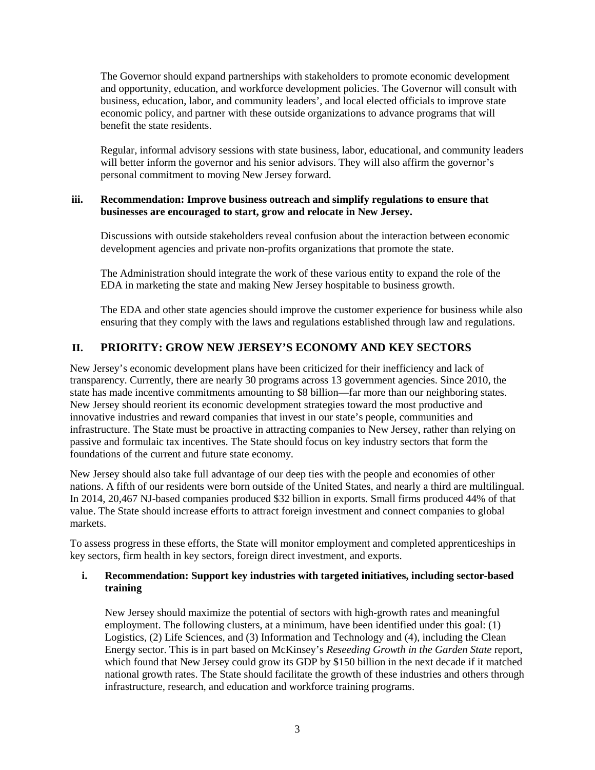The Governor should expand partnerships with stakeholders to promote economic development and opportunity, education, and workforce development policies. The Governor will consult with business, education, labor, and community leaders', and local elected officials to improve state economic policy, and partner with these outside organizations to advance programs that will benefit the state residents.

Regular, informal advisory sessions with state business, labor, educational, and community leaders will better inform the governor and his senior advisors. They will also affirm the governor's personal commitment to moving New Jersey forward.

**iii. Recommendation: Improve business outreach and simplify regulations to ensure that businesses are encouraged to start, grow and relocate in New Jersey.**

Discussions with outside stakeholders reveal confusion about the interaction between economic development agencies and private non-profits organizations that promote the state.

The Administration should integrate the work of these various entity to expand the role of the EDA in marketing the state and making New Jersey hospitable to business growth.

The EDA and other state agencies should improve the customer experience for business while also ensuring that they comply with the laws and regulations established through law and regulations.

## II. PRIORITY: GROW NEW JERSEY'S ECONOMY AND KEY SECTORS

New Jersey's economic development plans have been criticized for their inefficiency and lack of transparency. Currently, there are nearly 30 programs across 13 government agencies. Since 2010, the state has made incentive commitments amounting to $8 billion—far more than our neighboring states. New Jersey should reorient its economic development strategies toward the most productive and innovative industries and reward companies that invest in our state's people, communities and infrastructure. The State must be proactive in attracting companies to New Jersey, rather than relying on passive and formulaic tax incentives. The State should focus on key industry sectors that form the foundations of the current and future state economy.

New Jersey should also take full advantage of our deep ties with the people and economies of other nations. A fifth of our residents were born outside of the United States, and nearly a third are multilingual. In 2014, 20,467 NJ-based companies produced $32 billion in exports. Small firms produced 44% of that value. The State should increase efforts to attract foreign investment and connect companies to global markets.

To assess progress in these efforts, the State will monitor employment and completed apprenticeships in key sectors, firm health in key sectors, foreign direct investment, and exports.

**i. Recommendation: Support key industries with targeted initiatives, including sector-based training**

New Jersey should maximize the potential of sectors with high-growth rates and meaningful employment. The following clusters, at a minimum, have been identified under this goal: (1) Logistics, (2) Life Sciences, and (3) Information and Technology and (4), including the Clean Energy sector. This is in part based on McKinsey's *Reseeding Growth in the Garden State* report, which found that New Jersey could grow its GDP by $150 billion in the next decade if it matched national growth rates. The State should facilitate the growth of these industries and others through infrastructure, research, and education and workforce training programs.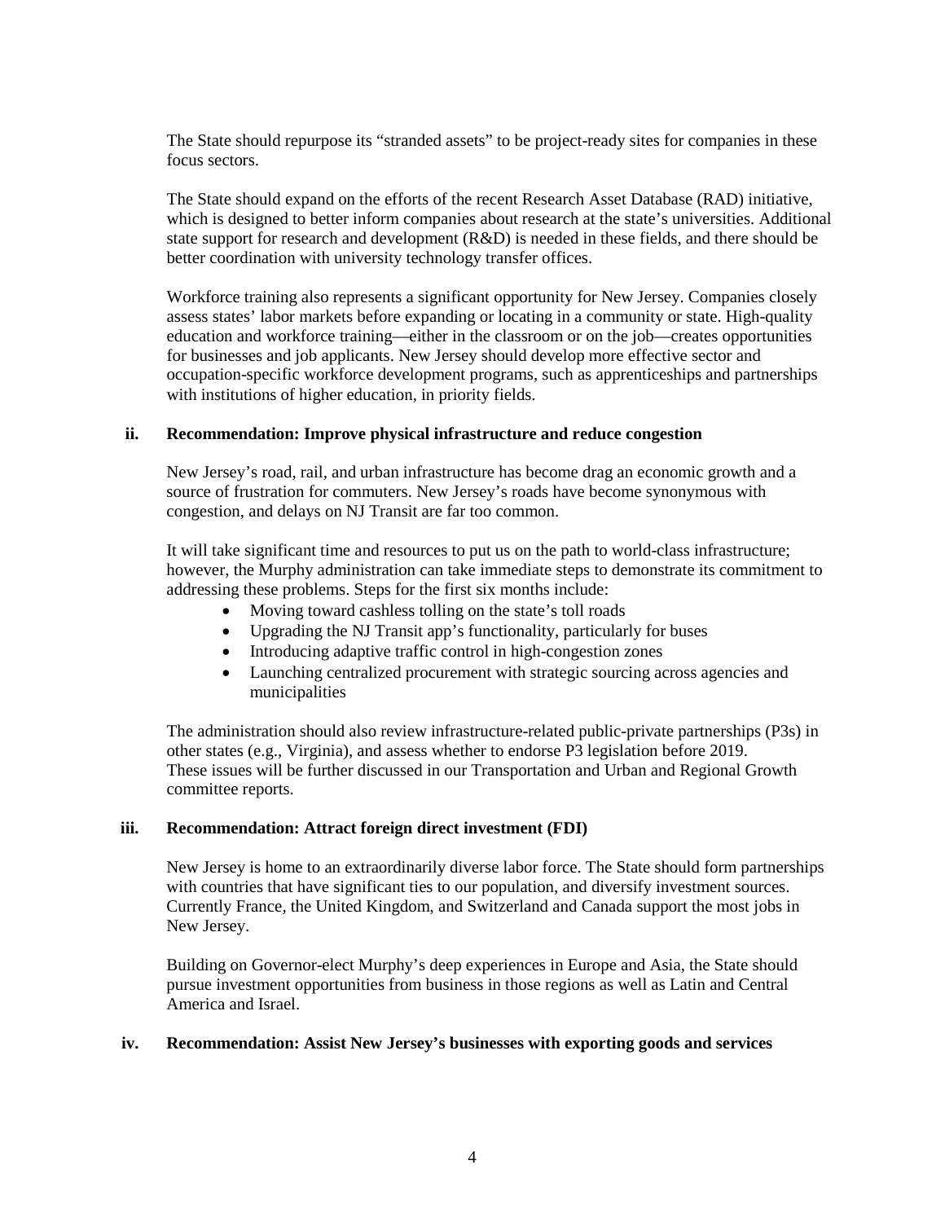The State should repurpose its "stranded assets" to be project-ready sites for companies in these focus sectors.

The State should expand on the efforts of the recent Research Asset Database (RAD) initiative, which is designed to better inform companies about research at the state's universities. Additional state support for research and development (R&D) is needed in these fields, and there should be better coordination with university technology transfer offices.

Workforce training also represents a significant opportunity for New Jersey. Companies closely assess states' labor markets before expanding or locating in a community or state. High-quality education and workforce training—either in the classroom or on the job—creates opportunities for businesses and job applicants. New Jersey should develop more effective sector and occupation-specific workforce development programs, such as apprenticeships and partnerships with institutions of higher education, in priority fields.

### ii. Recommendation: Improve physical infrastructure and reduce congestion

New Jersey's road, rail, and urban infrastructure has become drag an economic growth and a source of frustration for commuters. New Jersey's roads have become synonymous with congestion, and delays on NJ Transit are far too common.

It will take significant time and resources to put us on the path to world-class infrastructure; however, the Murphy administration can take immediate steps to demonstrate its commitment to addressing these problems. Steps for the first six months include:

- Moving toward cashless tolling on the state's toll roads
- Upgrading the NJ Transit app's functionality, particularly for buses
- Introducing adaptive traffic control in high-congestion zones
- Launching centralized procurement with strategic sourcing across agencies and municipalities

The administration should also review infrastructure-related public-private partnerships (P3s) in other states (e.g., Virginia), and assess whether to endorse P3 legislation before 2019. These issues will be further discussed in our Transportation and Urban and Regional Growth committee reports.

### iii. Recommendation: Attract foreign direct investment (FDI)

New Jersey is home to an extraordinarily diverse labor force. The State should form partnerships with countries that have significant ties to our population, and diversify investment sources. Currently France, the United Kingdom, and Switzerland and Canada support the most jobs in New Jersey.

Building on Governor-elect Murphy's deep experiences in Europe and Asia, the State should pursue investment opportunities from business in those regions as well as Latin and Central America and Israel.

### iv. Recommendation: Assist New Jersey's businesses with exporting goods and services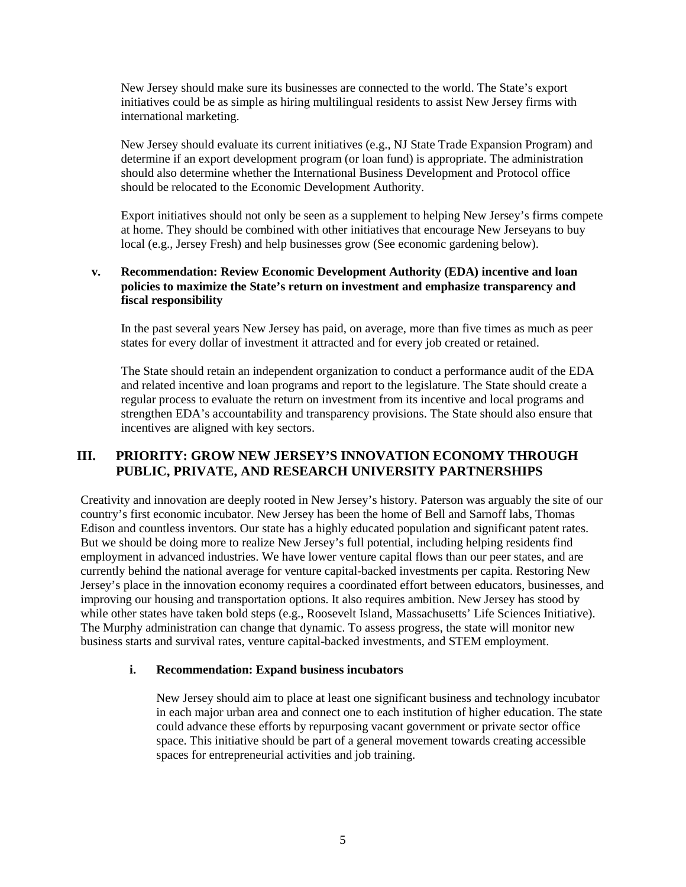New Jersey should make sure its businesses are connected to the world. The State's export initiatives could be as simple as hiring multilingual residents to assist New Jersey firms with international marketing.

New Jersey should evaluate its current initiatives (e.g., NJ State Trade Expansion Program) and determine if an export development program (or loan fund) is appropriate. The administration should also determine whether the International Business Development and Protocol office should be relocated to the Economic Development Authority.

Export initiatives should not only be seen as a supplement to helping New Jersey's firms compete at home. They should be combined with other initiatives that encourage New Jerseyans to buy local (e.g., Jersey Fresh) and help businesses grow (See economic gardening below).

### v. Recommendation: Review Economic Development Authority (EDA) incentive and loan policies to maximize the State's return on investment and emphasize transparency and fiscal responsibility

In the past several years New Jersey has paid, on average, more than five times as much as peer states for every dollar of investment it attracted and for every job created or retained.

The State should retain an independent organization to conduct a performance audit of the EDA and related incentive and loan programs and report to the legislature. The State should create a regular process to evaluate the return on investment from its incentive and local programs and strengthen EDA's accountability and transparency provisions. The State should also ensure that incentives are aligned with key sectors.

## III. PRIORITY: GROW NEW JERSEY'S INNOVATION ECONOMY THROUGH PUBLIC, PRIVATE, AND RESEARCH UNIVERSITY PARTNERSHIPS

Creativity and innovation are deeply rooted in New Jersey's history. Paterson was arguably the site of our country's first economic incubator. New Jersey has been the home of Bell and Sarnoff labs, Thomas Edison and countless inventors. Our state has a highly educated population and significant patent rates. But we should be doing more to realize New Jersey's full potential, including helping residents find employment in advanced industries. We have lower venture capital flows than our peer states, and are currently behind the national average for venture capital-backed investments per capita. Restoring New Jersey's place in the innovation economy requires a coordinated effort between educators, businesses, and improving our housing and transportation options. It also requires ambition. New Jersey has stood by while other states have taken bold steps (e.g., Roosevelt Island, Massachusetts' Life Sciences Initiative). The Murphy administration can change that dynamic. To assess progress, the state will monitor new business starts and survival rates, venture capital-backed investments, and STEM employment.

### i. Recommendation: Expand business incubators

New Jersey should aim to place at least one significant business and technology incubator in each major urban area and connect one to each institution of higher education. The state could advance these efforts by repurposing vacant government or private sector office space. This initiative should be part of a general movement towards creating accessible spaces for entrepreneurial activities and job training.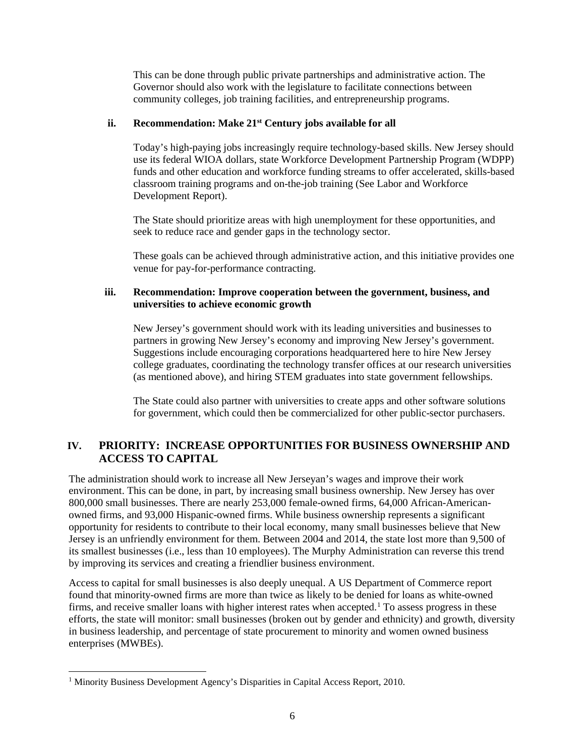This can be done through public private partnerships and administrative action. The Governor should also work with the legislature to facilitate connections between community colleges, job training facilities, and entrepreneurship programs.

### ii. Recommendation: Make 21st Century jobs available for all

Today's high-paying jobs increasingly require technology-based skills. New Jersey should use its federal WIOA dollars, state Workforce Development Partnership Program (WDPP) funds and other education and workforce funding streams to offer accelerated, skills-based classroom training programs and on-the-job training (See Labor and Workforce Development Report).

The State should prioritize areas with high unemployment for these opportunities, and seek to reduce race and gender gaps in the technology sector.

These goals can be achieved through administrative action, and this initiative provides one venue for pay-for-performance contracting.

### iii. Recommendation: Improve cooperation between the government, business, and universities to achieve economic growth

New Jersey's government should work with its leading universities and businesses to partners in growing New Jersey's economy and improving New Jersey's government. Suggestions include encouraging corporations headquartered here to hire New Jersey college graduates, coordinating the technology transfer offices at our research universities (as mentioned above), and hiring STEM graduates into state government fellowships.

The State could also partner with universities to create apps and other software solutions for government, which could then be commercialized for other public-sector purchasers.

## IV. PRIORITY: INCREASE OPPORTUNITIES FOR BUSINESS OWNERSHIP AND ACCESS TO CAPITAL

The administration should work to increase all New Jerseyan's wages and improve their work environment. This can be done, in part, by increasing small business ownership. New Jersey has over 800,000 small businesses. There are nearly 253,000 female-owned firms, 64,000 African-American-owned firms, and 93,000 Hispanic-owned firms. While business ownership represents a significant opportunity for residents to contribute to their local economy, many small businesses believe that New Jersey is an unfriendly environment for them. Between 2004 and 2014, the state lost more than 9,500 of its smallest businesses (i.e., less than 10 employees). The Murphy Administration can reverse this trend by improving its services and creating a friendlier business environment.

Access to capital for small businesses is also deeply unequal. A US Department of Commerce report found that minority-owned firms are more than twice as likely to be denied for loans as white-owned firms, and receive smaller loans with higher interest rates when accepted.[1] To assess progress in these efforts, the state will monitor: small businesses (broken out by gender and ethnicity) and growth, diversity in business leadership, and percentage of state procurement to minority and women owned business enterprises (MWBEs).

[1] Minority Business Development Agency's Disparities in Capital Access Report, 2010.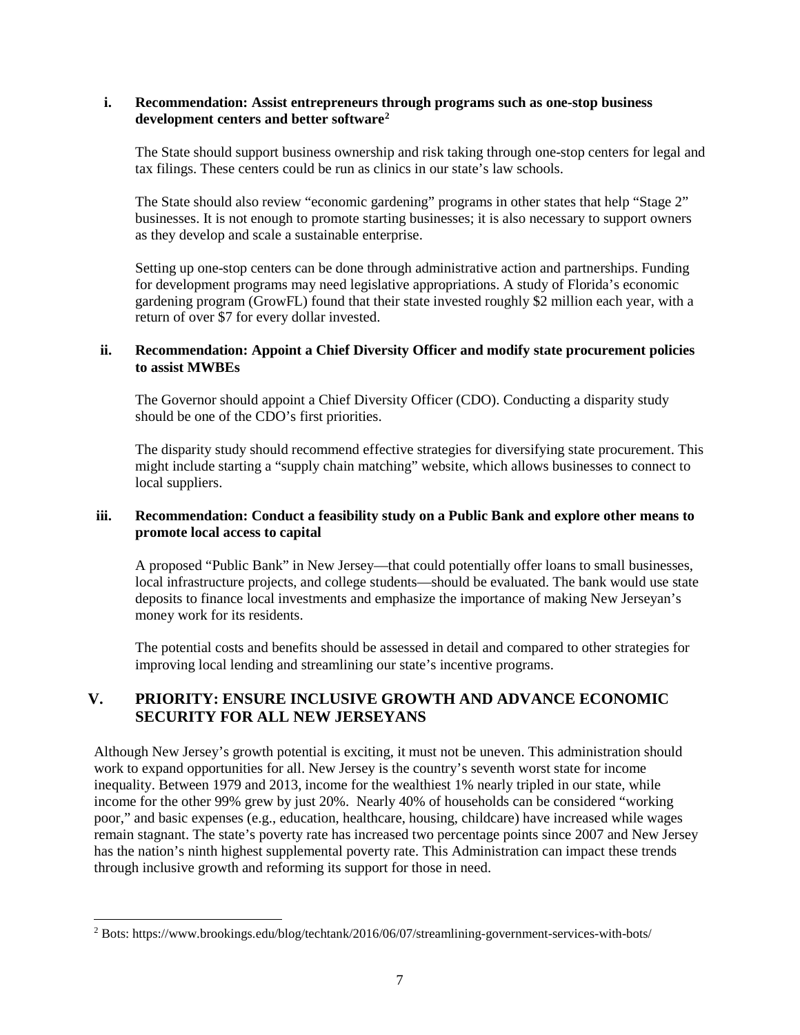#### i. Recommendation: Assist entrepreneurs through programs such as one-stop business development centers and better software[2]

The State should support business ownership and risk taking through one-stop centers for legal and tax filings. These centers could be run as clinics in our state's law schools.

The State should also review "economic gardening" programs in other states that help "Stage 2" businesses. It is not enough to promote starting businesses; it is also necessary to support owners as they develop and scale a sustainable enterprise.

Setting up one-stop centers can be done through administrative action and partnerships. Funding for development programs may need legislative appropriations. A study of Florida's economic gardening program (GrowFL) found that their state invested roughly $2 million each year, with a return of over $7 for every dollar invested.

#### ii. Recommendation: Appoint a Chief Diversity Officer and modify state procurement policies to assist MWBEs

The Governor should appoint a Chief Diversity Officer (CDO). Conducting a disparity study should be one of the CDO's first priorities.

The disparity study should recommend effective strategies for diversifying state procurement. This might include starting a "supply chain matching" website, which allows businesses to connect to local suppliers.

#### iii. Recommendation: Conduct a feasibility study on a Public Bank and explore other means to promote local access to capital

A proposed "Public Bank" in New Jersey—that could potentially offer loans to small businesses, local infrastructure projects, and college students—should be evaluated. The bank would use state deposits to finance local investments and emphasize the importance of making New Jerseyan's money work for its residents.

The potential costs and benefits should be assessed in detail and compared to other strategies for improving local lending and streamlining our state's incentive programs.

## V. PRIORITY: ENSURE INCLUSIVE GROWTH AND ADVANCE ECONOMIC SECURITY FOR ALL NEW JERSEYANS

Although New Jersey's growth potential is exciting, it must not be uneven. This administration should work to expand opportunities for all. New Jersey is the country's seventh worst state for income inequality. Between 1979 and 2013, income for the wealthiest 1% nearly tripled in our state, while income for the other 99% grew by just 20%. Nearly 40% of households can be considered "working poor," and basic expenses (e.g., education, healthcare, housing, childcare) have increased while wages remain stagnant. The state's poverty rate has increased two percentage points since 2007 and New Jersey has the nation's ninth highest supplemental poverty rate. This Administration can impact these trends through inclusive growth and reforming its support for those in need.

---

[2] Bots: https://www.brookings.edu/blog/techtank/2016/06/07/streamlining-government-services-with-bots/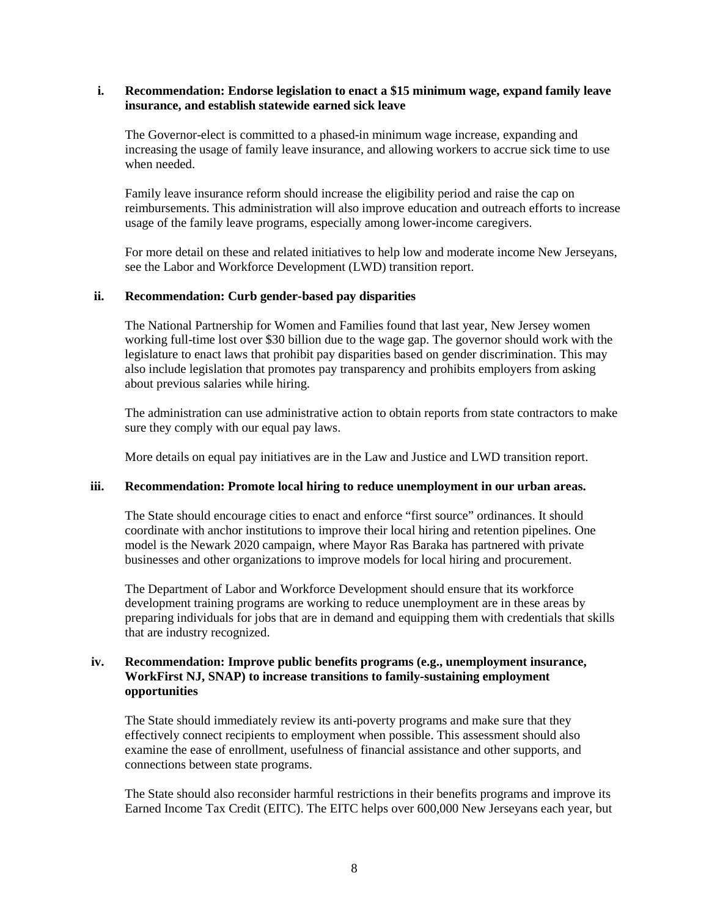**i. Recommendation: Endorse legislation to enact a $15 minimum wage, expand family leave insurance, and establish statewide earned sick leave**

The Governor-elect is committed to a phased-in minimum wage increase, expanding and increasing the usage of family leave insurance, and allowing workers to accrue sick time to use when needed.

Family leave insurance reform should increase the eligibility period and raise the cap on reimbursements. This administration will also improve education and outreach efforts to increase usage of the family leave programs, especially among lower-income caregivers.

For more detail on these and related initiatives to help low and moderate income New Jerseyans, see the Labor and Workforce Development (LWD) transition report.

**ii. Recommendation: Curb gender-based pay disparities**

The National Partnership for Women and Families found that last year, New Jersey women working full-time lost over $30 billion due to the wage gap. The governor should work with the legislature to enact laws that prohibit pay disparities based on gender discrimination. This may also include legislation that promotes pay transparency and prohibits employers from asking about previous salaries while hiring.

The administration can use administrative action to obtain reports from state contractors to make sure they comply with our equal pay laws.

More details on equal pay initiatives are in the Law and Justice and LWD transition report.

**iii. Recommendation: Promote local hiring to reduce unemployment in our urban areas.**

The State should encourage cities to enact and enforce "first source" ordinances. It should coordinate with anchor institutions to improve their local hiring and retention pipelines. One model is the Newark 2020 campaign, where Mayor Ras Baraka has partnered with private businesses and other organizations to improve models for local hiring and procurement.

The Department of Labor and Workforce Development should ensure that its workforce development training programs are working to reduce unemployment are in these areas by preparing individuals for jobs that are in demand and equipping them with credentials that skills that are industry recognized.

**iv. Recommendation: Improve public benefits programs (e.g., unemployment insurance, WorkFirst NJ, SNAP) to increase transitions to family-sustaining employment opportunities**

The State should immediately review its anti-poverty programs and make sure that they effectively connect recipients to employment when possible. This assessment should also examine the ease of enrollment, usefulness of financial assistance and other supports, and connections between state programs.

The State should also reconsider harmful restrictions in their benefits programs and improve its Earned Income Tax Credit (EITC). The EITC helps over 600,000 New Jerseyans each year, but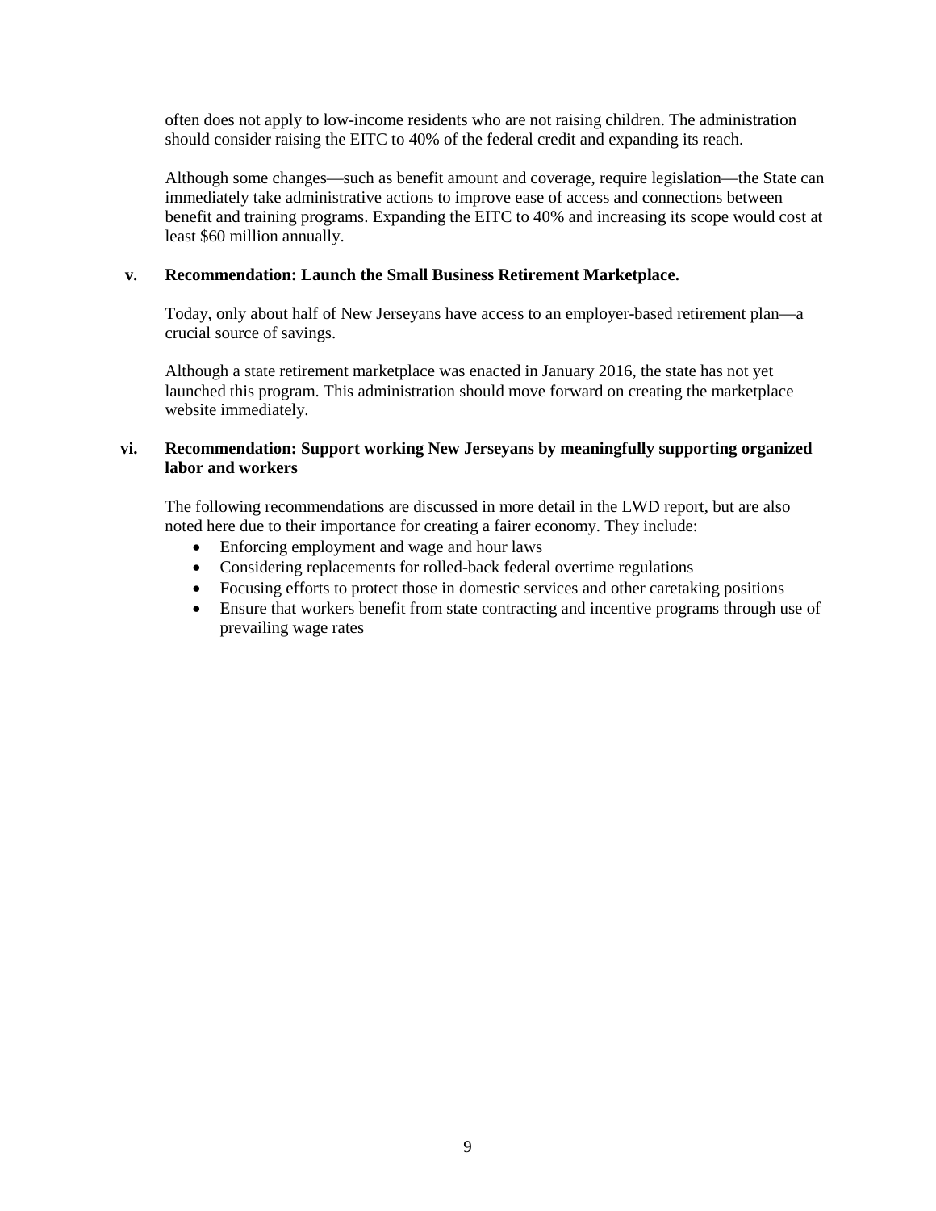often does not apply to low-income residents who are not raising children. The administration should consider raising the EITC to 40% of the federal credit and expanding its reach.

Although some changes—such as benefit amount and coverage, require legislation—the State can immediately take administrative actions to improve ease of access and connections between benefit and training programs. Expanding the EITC to 40% and increasing its scope would cost at least $60 million annually.

### v. Recommendation: Launch the Small Business Retirement Marketplace.

Today, only about half of New Jerseyans have access to an employer-based retirement plan—a crucial source of savings.

Although a state retirement marketplace was enacted in January 2016, the state has not yet launched this program. This administration should move forward on creating the marketplace website immediately.

### vi. Recommendation: Support working New Jerseyans by meaningfully supporting organized labor and workers

The following recommendations are discussed in more detail in the LWD report, but are also noted here due to their importance for creating a fairer economy. They include:

- Enforcing employment and wage and hour laws
- Considering replacements for rolled-back federal overtime regulations
- Focusing efforts to protect those in domestic services and other caretaking positions
- Ensure that workers benefit from state contracting and incentive programs through use of prevailing wage rates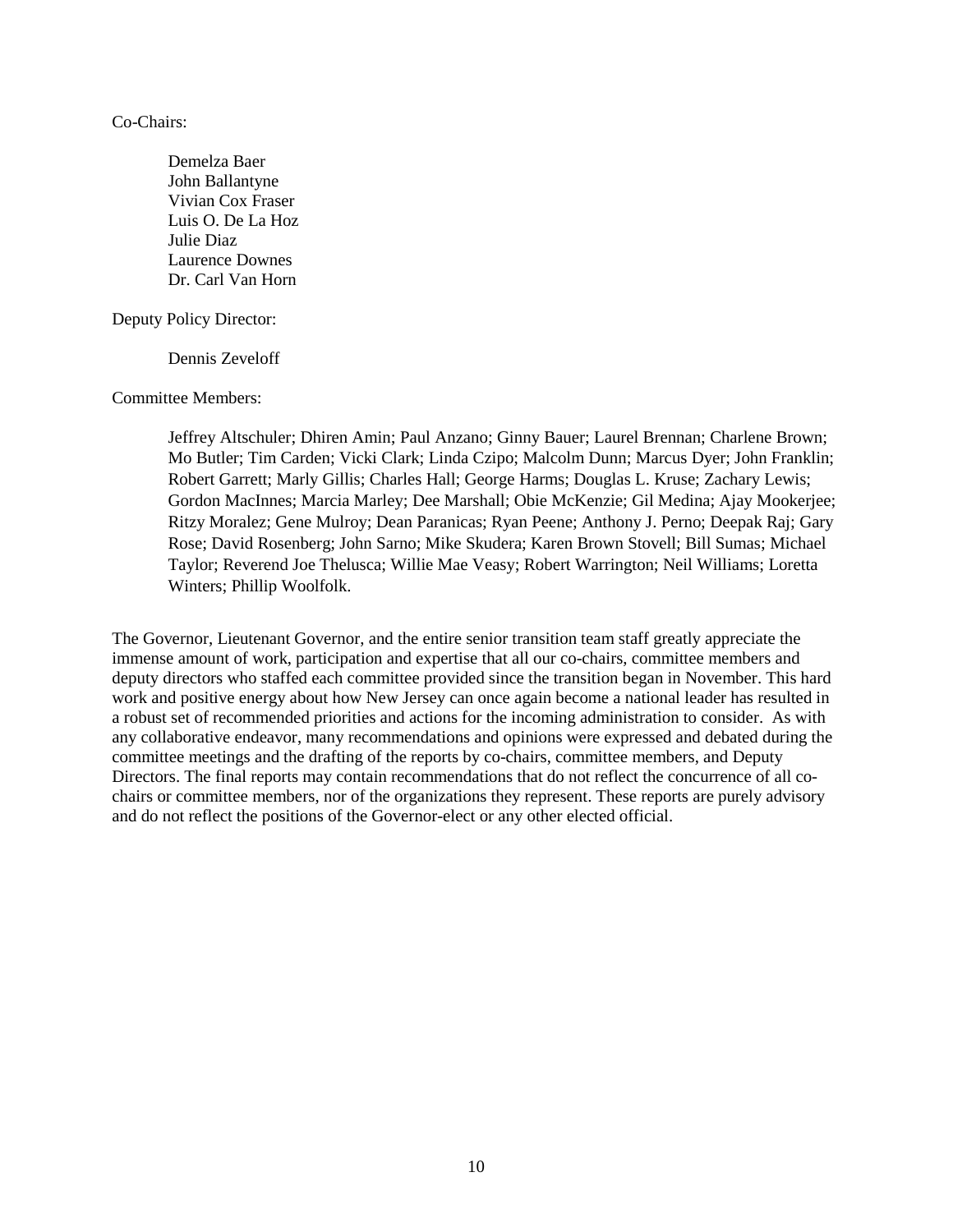Co-Chairs:

Demelza Baer
John Ballantyne
Vivian Cox Fraser
Luis O. De La Hoz
Julie Diaz
Laurence Downes
Dr. Carl Van Horn

Deputy Policy Director:

Dennis Zeveloff

Committee Members:

Jeffrey Altschuler; Dhiren Amin; Paul Anzano; Ginny Bauer; Laurel Brennan; Charlene Brown; Mo Butler; Tim Carden; Vicki Clark; Linda Czipo; Malcolm Dunn; Marcus Dyer; John Franklin; Robert Garrett; Marly Gillis; Charles Hall; George Harms; Douglas L. Kruse; Zachary Lewis; Gordon MacInnes; Marcia Marley; Dee Marshall; Obie McKenzie; Gil Medina; Ajay Mookerjee; Ritzy Moralez; Gene Mulroy; Dean Paranicas; Ryan Peene; Anthony J. Perno; Deepak Raj; Gary Rose; David Rosenberg; John Sarno; Mike Skudera; Karen Brown Stovell; Bill Sumas; Michael Taylor; Reverend Joe Thelusca; Willie Mae Veasy; Robert Warrington; Neil Williams; Loretta Winters; Phillip Woolfolk.

The Governor, Lieutenant Governor, and the entire senior transition team staff greatly appreciate the immense amount of work, participation and expertise that all our co-chairs, committee members and deputy directors who staffed each committee provided since the transition began in November. This hard work and positive energy about how New Jersey can once again become a national leader has resulted in a robust set of recommended priorities and actions for the incoming administration to consider. As with any collaborative endeavor, many recommendations and opinions were expressed and debated during the committee meetings and the drafting of the reports by co-chairs, committee members, and Deputy Directors. The final reports may contain recommendations that do not reflect the concurrence of all co-chairs or committee members, nor of the organizations they represent. These reports are purely advisory and do not reflect the positions of the Governor-elect or any other elected official.